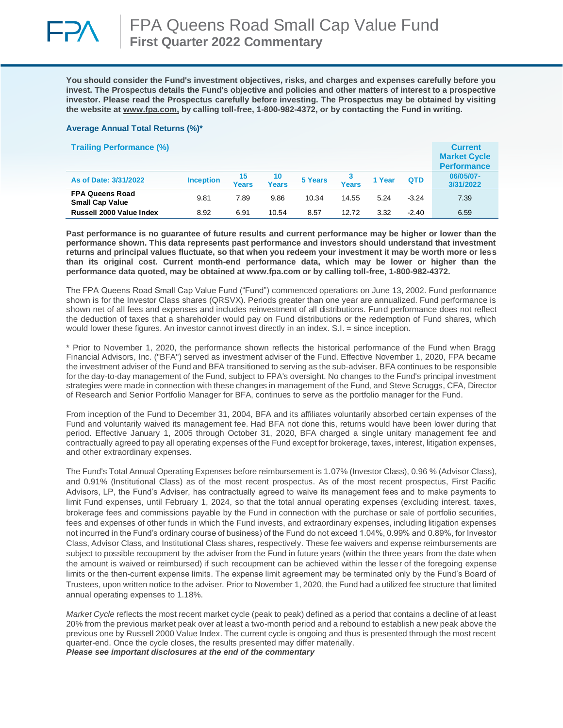# FPA Queens Road Small Cap Value Fund
## First Quarter 2022 Commentary

**You should consider the Fund's investment objectives, risks, and charges and expenses carefully before you invest. The Prospectus details the Fund's objective and policies and other matters of interest to a prospective investor. Please read the Prospectus carefully before investing. The Prospectus may be obtained by visiting the website at www.fpa.com, by calling toll-free, 1-800-982-4372, or by contacting the Fund in writing.**

### Average Annual Total Returns (%)*

| Trailing Performance (%) | | | | | | | | Current Market Cycle Performance |
|---|---|---|---|---|---|---|---|---|
| As of Date: 3/31/2022 | Inception | 15 Years | 10 Years | 5 Years | 3 Years | 1 Year | QTD | 06/05/07-3/31/2022 |
| **FPA Queens Road Small Cap Value** | 9.81 | 7.89 | 9.86 | 10.34 | 14.55 | 5.24 | -3.24 | 7.39 |
| **Russell 2000 Value Index** | 8.92 | 6.91 | 10.54 | 8.57 | 12.72 | 3.32 | -2.40 | 6.59 |

**Past performance is no guarantee of future results and current performance may be higher or lower than the performance shown. This data represents past performance and investors should understand that investment returns and principal values fluctuate, so that when you redeem your investment it may be worth more or less than its original cost. Current month-end performance data, which may be lower or higher than the performance data quoted, may be obtained at www.fpa.com or by calling toll-free, 1-800-982-4372.**

The FPA Queens Road Small Cap Value Fund ("Fund") commenced operations on June 13, 2002. Fund performance shown is for the Investor Class shares (QRSVX). Periods greater than one year are annualized. Fund performance is shown net of all fees and expenses and includes reinvestment of all distributions. Fund performance does not reflect the deduction of taxes that a shareholder would pay on Fund distributions or the redemption of Fund shares, which would lower these figures. An investor cannot invest directly in an index. S.I. = since inception.

* Prior to November 1, 2020, the performance shown reflects the historical performance of the Fund when Bragg Financial Advisors, Inc. ("BFA") served as investment adviser of the Fund. Effective November 1, 2020, FPA became the investment adviser of the Fund and BFA transitioned to serving as the sub-adviser. BFA continues to be responsible for the day-to-day management of the Fund, subject to FPA's oversight. No changes to the Fund's principal investment strategies were made in connection with these changes in management of the Fund, and Steve Scruggs, CFA, Director of Research and Senior Portfolio Manager for BFA, continues to serve as the portfolio manager for the Fund.

From inception of the Fund to December 31, 2004, BFA and its affiliates voluntarily absorbed certain expenses of the Fund and voluntarily waived its management fee. Had BFA not done this, returns would have been lower during that period. Effective January 1, 2005 through October 31, 2020, BFA charged a single unitary management fee and contractually agreed to pay all operating expenses of the Fund except for brokerage, taxes, interest, litigation expenses, and other extraordinary expenses.

The Fund's Total Annual Operating Expenses before reimbursement is 1.07% (Investor Class), 0.96 % (Advisor Class), and 0.91% (Institutional Class) as of the most recent prospectus. As of the most recent prospectus, First Pacific Advisors, LP, the Fund's Adviser, has contractually agreed to waive its management fees and to make payments to limit Fund expenses, until February 1, 2024, so that the total annual operating expenses (excluding interest, taxes, brokerage fees and commissions payable by the Fund in connection with the purchase or sale of portfolio securities, fees and expenses of other funds in which the Fund invests, and extraordinary expenses, including litigation expenses not incurred in the Fund's ordinary course of business) of the Fund do not exceed 1.04%, 0.99% and 0.89%, for Investor Class, Advisor Class, and Institutional Class shares, respectively. These fee waivers and expense reimbursements are subject to possible recoupment by the adviser from the Fund in future years (within the three years from the date when the amount is waived or reimbursed) if such recoupment can be achieved within the lesser of the foregoing expense limits or the then-current expense limits. The expense limit agreement may be terminated only by the Fund's Board of Trustees, upon written notice to the adviser. Prior to November 1, 2020, the Fund had a utilized fee structure that limited annual operating expenses to 1.18%.

*Market Cycle* reflects the most recent market cycle (peak to peak) defined as a period that contains a decline of at least 20% from the previous market peak over at least a two-month period and a rebound to establish a new peak above the previous one by Russell 2000 Value Index. The current cycle is ongoing and thus is presented through the most recent quarter-end. Once the cycle closes, the results presented may differ materially.
***Please see important disclosures at the end of the commentary***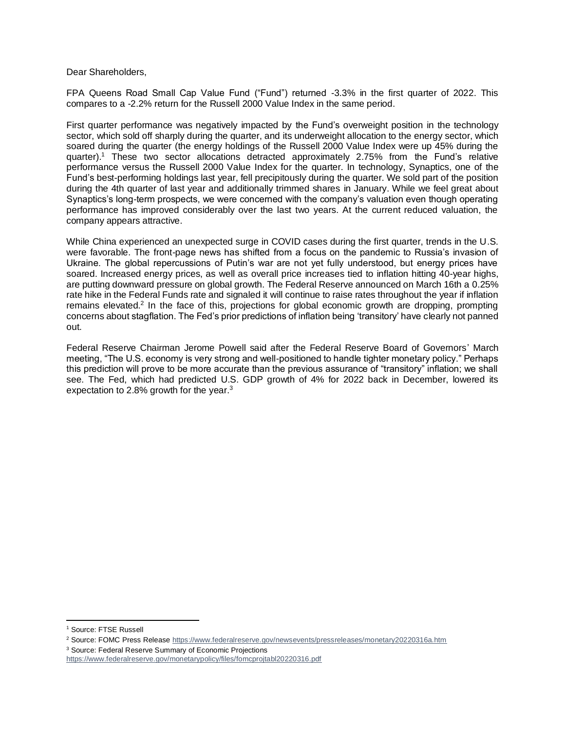Dear Shareholders,

FPA Queens Road Small Cap Value Fund ("Fund") returned -3.3% in the first quarter of 2022. This compares to a -2.2% return for the Russell 2000 Value Index in the same period.

First quarter performance was negatively impacted by the Fund's overweight position in the technology sector, which sold off sharply during the quarter, and its underweight allocation to the energy sector, which soared during the quarter (the energy holdings of the Russell 2000 Value Index were up 45% during the quarter).[1] These two sector allocations detracted approximately 2.75% from the Fund's relative performance versus the Russell 2000 Value Index for the quarter. In technology, Synaptics, one of the Fund's best-performing holdings last year, fell precipitously during the quarter. We sold part of the position during the 4th quarter of last year and additionally trimmed shares in January. While we feel great about Synaptics's long-term prospects, we were concerned with the company's valuation even though operating performance has improved considerably over the last two years. At the current reduced valuation, the company appears attractive.

While China experienced an unexpected surge in COVID cases during the first quarter, trends in the U.S. were favorable. The front-page news has shifted from a focus on the pandemic to Russia's invasion of Ukraine. The global repercussions of Putin's war are not yet fully understood, but energy prices have soared. Increased energy prices, as well as overall price increases tied to inflation hitting 40-year highs, are putting downward pressure on global growth. The Federal Reserve announced on March 16th a 0.25% rate hike in the Federal Funds rate and signaled it will continue to raise rates throughout the year if inflation remains elevated.[2] In the face of this, projections for global economic growth are dropping, prompting concerns about stagflation. The Fed's prior predictions of inflation being 'transitory' have clearly not panned out.

Federal Reserve Chairman Jerome Powell said after the Federal Reserve Board of Governors' March meeting, "The U.S. economy is very strong and well-positioned to handle tighter monetary policy." Perhaps this prediction will prove to be more accurate than the previous assurance of "transitory" inflation; we shall see. The Fed, which had predicted U.S. GDP growth of 4% for 2022 back in December, lowered its expectation to 2.8% growth for the year.[3]

---

[1] Source: FTSE Russell

[2] Source: FOMC Press Release https://www.federalreserve.gov/newsevents/pressreleases/monetary20220316a.htm

[3] Source: Federal Reserve Summary of Economic Projections https://www.federalreserve.gov/monetarypolicy/files/fomcprojtabl20220316.pdf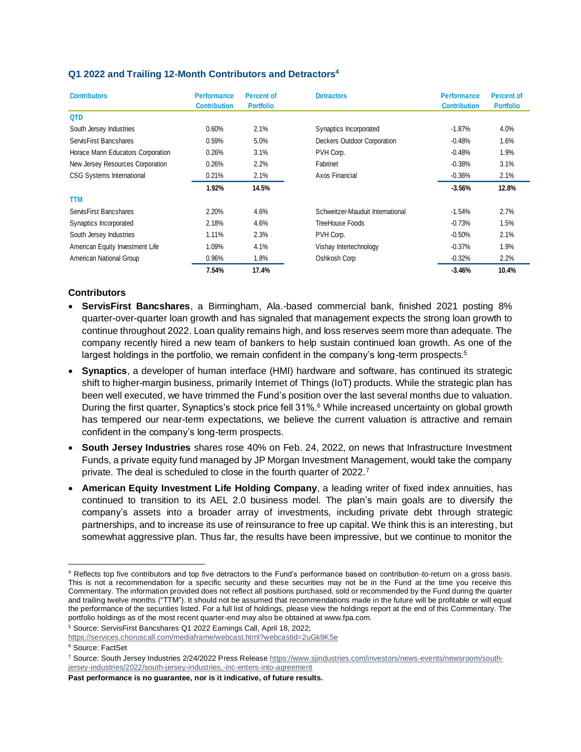### Q1 2022 and Trailing 12-Month Contributors and Detractors[4]

| Contributors | Performance Contribution | Percent of Portfolio | Detractors | Performance Contribution | Percent of Portfolio |
|---|---|---|---|---|---|
| **QTD** | | | | | |
| South Jersey Industries | 0.60% | 2.1% | Synaptics Incorporated | -1.87% | 4.0% |
| ServisFirst Bancshares | 0.59% | 5.0% | Deckers Outdoor Corporation | -0.48% | 1.6% |
| Horace Mann Educators Corporation | 0.26% | 3.1% | PVH Corp. | -0.48% | 1.9% |
| New Jersey Resources Corporation | 0.26% | 2.2% | Fabrinet | -0.38% | 3.1% |
| CSG Systems International | 0.21% | 2.1% | Axos Financial | -0.36% | 2.1% |
| | **1.92%** | **14.5%** | | **-3.56%** | **12.8%** |
| **TTM** | | | | | |
| ServisFirst Bancshares | 2.20% | 4.6% | Schweitzer-Mauduit International | -1.54% | 2.7% |
| Synaptics Incorporated | 2.18% | 4.6% | TreeHouse Foods | -0.73% | 1.5% |
| South Jersey Industries | 1.11% | 2.3% | PVH Corp. | -0.50% | 2.1% |
| American Equity Investment Life | 1.09% | 4.1% | Vishay Intertechnology | -0.37% | 1.9% |
| American National Group | 0.96% | 1.8% | Oshkosh Corp | -0.32% | 2.2% |
| | **7.54%** | **17.4%** | | **-3.46%** | **10.4%** |

### Contributors

- **ServisFirst Bancshares**, a Birmingham, Ala.-based commercial bank, finished 2021 posting 8% quarter-over-quarter loan growth and has signaled that management expects the strong loan growth to continue throughout 2022. Loan quality remains high, and loss reserves seem more than adequate. The company recently hired a new team of bankers to help sustain continued loan growth. As one of the largest holdings in the portfolio, we remain confident in the company's long-term prospects.[5]
- **Synaptics**, a developer of human interface (HMI) hardware and software, has continued its strategic shift to higher-margin business, primarily Internet of Things (IoT) products. While the strategic plan has been well executed, we have trimmed the Fund's position over the last several months due to valuation. During the first quarter, Synaptics's stock price fell 31%.[6] While increased uncertainty on global growth has tempered our near-term expectations, we believe the current valuation is attractive and remain confident in the company's long-term prospects.
- **South Jersey Industries** shares rose 40% on Feb. 24, 2022, on news that Infrastructure Investment Funds, a private equity fund managed by JP Morgan Investment Management, would take the company private. The deal is scheduled to close in the fourth quarter of 2022.[7]
- **American Equity Investment Life Holding Company**, a leading writer of fixed index annuities, has continued to transition to its AEL 2.0 business model. The plan's main goals are to diversify the company's assets into a broader array of investments, including private debt through strategic partnerships, and to increase its use of reinsurance to free up capital. We think this is an interesting, but somewhat aggressive plan. Thus far, the results have been impressive, but we continue to monitor the

---

[4] Reflects top five contributors and top five detractors to the Fund's performance based on contribution-to-return on a gross basis. This is not a recommendation for a specific security and these securities may not be in the Fund at the time you receive this Commentary. The information provided does not reflect all positions purchased, sold or recommended by the Fund during the quarter and trailing twelve months ("TTM"). It should not be assumed that recommendations made in the future will be profitable or will equal the performance of the securities listed. For a full list of holdings, please view the holdings report at the end of this Commentary. The portfolio holdings as of the most recent quarter-end may also be obtained at www.fpa.com.

[5] Source: ServisFirst Bancshares Q1 2022 Earnings Call, April 18, 2022; https://services.choruscall.com/mediaframe/webcast.html?webcastid=2uGk9K5e

[6] Source: FactSet

[7] Source: South Jersey Industries 2/24/2022 Press Release https://www.sjindustries.com/investors/news-events/newsroom/south-jersey-industries/2022/south-jersey-industries,-inc-enters-into-agreement

**Past performance is no guarantee, nor is it indicative, of future results.**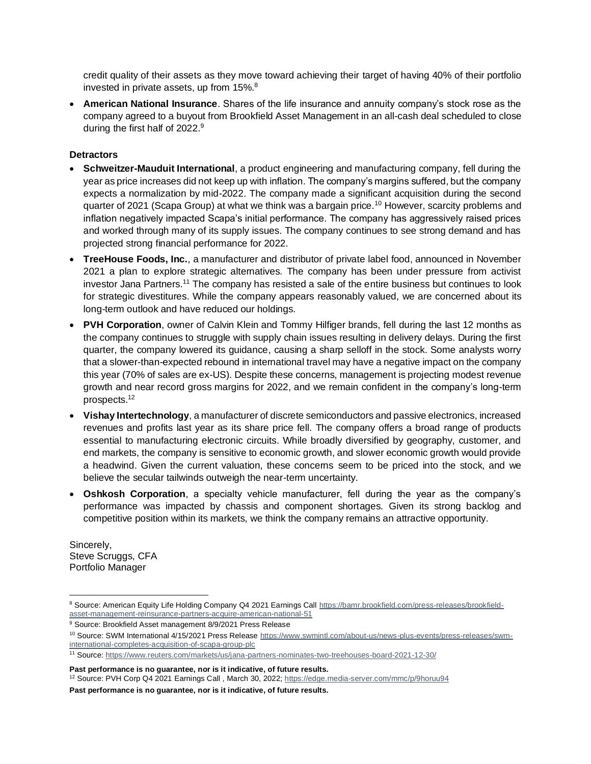credit quality of their assets as they move toward achieving their target of having 40% of their portfolio invested in private assets, up from 15%.[8]

- **American National Insurance**. Shares of the life insurance and annuity company's stock rose as the company agreed to a buyout from Brookfield Asset Management in an all-cash deal scheduled to close during the first half of 2022.[9]

**Detractors**

- **Schweitzer-Mauduit International**, a product engineering and manufacturing company, fell during the year as price increases did not keep up with inflation. The company's margins suffered, but the company expects a normalization by mid-2022. The company made a significant acquisition during the second quarter of 2021 (Scapa Group) at what we think was a bargain price.[10] However, scarcity problems and inflation negatively impacted Scapa's initial performance. The company has aggressively raised prices and worked through many of its supply issues. The company continues to see strong demand and has projected strong financial performance for 2022.
- **TreeHouse Foods, Inc.**, a manufacturer and distributor of private label food, announced in November 2021 a plan to explore strategic alternatives. The company has been under pressure from activist investor Jana Partners.[11] The company has resisted a sale of the entire business but continues to look for strategic divestitures. While the company appears reasonably valued, we are concerned about its long-term outlook and have reduced our holdings.
- **PVH Corporation**, owner of Calvin Klein and Tommy Hilfiger brands, fell during the last 12 months as the company continues to struggle with supply chain issues resulting in delivery delays. During the first quarter, the company lowered its guidance, causing a sharp selloff in the stock. Some analysts worry that a slower-than-expected rebound in international travel may have a negative impact on the company this year (70% of sales are ex-US). Despite these concerns, management is projecting modest revenue growth and near record gross margins for 2022, and we remain confident in the company's long-term prospects.[12]
- **Vishay Intertechnology**, a manufacturer of discrete semiconductors and passive electronics, increased revenues and profits last year as its share price fell. The company offers a broad range of products essential to manufacturing electronic circuits. While broadly diversified by geography, customer, and end markets, the company is sensitive to economic growth, and slower economic growth would provide a headwind. Given the current valuation, these concerns seem to be priced into the stock, and we believe the secular tailwinds outweigh the near-term uncertainty.
- **Oshkosh Corporation**, a specialty vehicle manufacturer, fell during the year as the company's performance was impacted by chassis and component shortages. Given its strong backlog and competitive position within its markets, we think the company remains an attractive opportunity.

Sincerely,
Steve Scruggs, CFA
Portfolio Manager

---

[8] Source: American Equity Life Holding Company Q4 2021 Earnings Call https://bamr.brookfield.com/press-releases/brookfield-asset-management-reinsurance-partners-acquire-american-national-51

[9] Source: Brookfield Asset management 8/9/2021 Press Release

[10] Source: SWM International 4/15/2021 Press Release https://www.swmintl.com/about-us/news-plus-events/press-releases/swm-international-completes-acquisition-of-scapa-group-plc

[11] Source: https://www.reuters.com/markets/us/jana-partners-nominates-two-treehouses-board-2021-12-30/

**Past performance is no guarantee, nor is it indicative, of future results.**

[12] Source: PVH Corp Q4 2021 Earnings Call , March 30, 2022; https://edge.media-server.com/mmc/p/9horuu94

**Past performance is no guarantee, nor is it indicative, of future results.**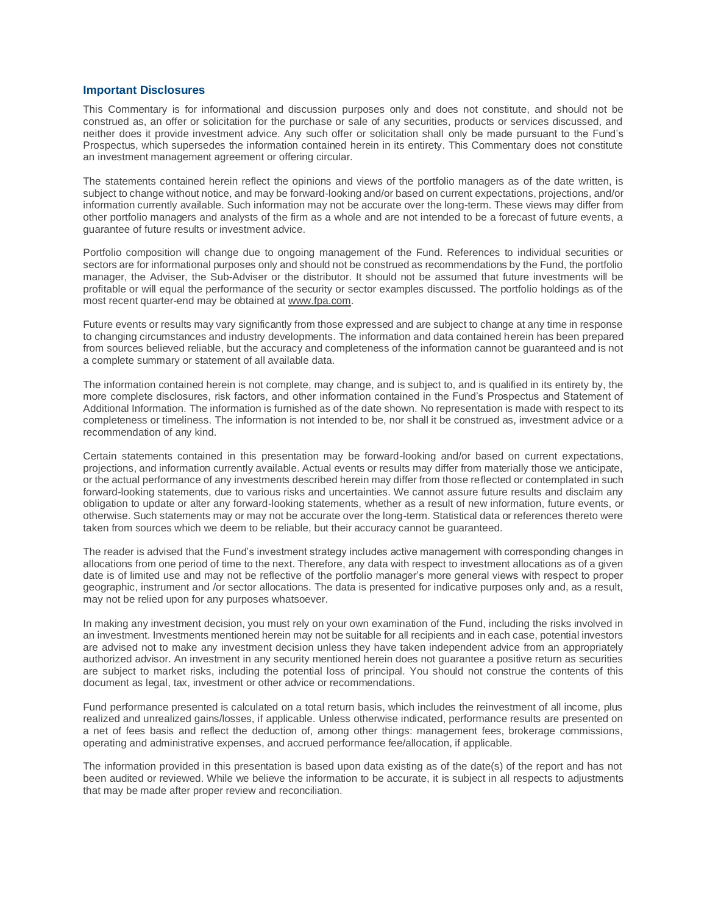## Important Disclosures

This Commentary is for informational and discussion purposes only and does not constitute, and should not be construed as, an offer or solicitation for the purchase or sale of any securities, products or services discussed, and neither does it provide investment advice. Any such offer or solicitation shall only be made pursuant to the Fund's Prospectus, which supersedes the information contained herein in its entirety. This Commentary does not constitute an investment management agreement or offering circular.

The statements contained herein reflect the opinions and views of the portfolio managers as of the date written, is subject to change without notice, and may be forward-looking and/or based on current expectations, projections, and/or information currently available. Such information may not be accurate over the long-term. These views may differ from other portfolio managers and analysts of the firm as a whole and are not intended to be a forecast of future events, a guarantee of future results or investment advice.

Portfolio composition will change due to ongoing management of the Fund. References to individual securities or sectors are for informational purposes only and should not be construed as recommendations by the Fund, the portfolio manager, the Adviser, the Sub-Adviser or the distributor. It should not be assumed that future investments will be profitable or will equal the performance of the security or sector examples discussed. The portfolio holdings as of the most recent quarter-end may be obtained at www.fpa.com.

Future events or results may vary significantly from those expressed and are subject to change at any time in response to changing circumstances and industry developments. The information and data contained herein has been prepared from sources believed reliable, but the accuracy and completeness of the information cannot be guaranteed and is not a complete summary or statement of all available data.

The information contained herein is not complete, may change, and is subject to, and is qualified in its entirety by, the more complete disclosures, risk factors, and other information contained in the Fund's Prospectus and Statement of Additional Information. The information is furnished as of the date shown. No representation is made with respect to its completeness or timeliness. The information is not intended to be, nor shall it be construed as, investment advice or a recommendation of any kind.

Certain statements contained in this presentation may be forward-looking and/or based on current expectations, projections, and information currently available. Actual events or results may differ from materially those we anticipate, or the actual performance of any investments described herein may differ from those reflected or contemplated in such forward-looking statements, due to various risks and uncertainties. We cannot assure future results and disclaim any obligation to update or alter any forward-looking statements, whether as a result of new information, future events, or otherwise. Such statements may or may not be accurate over the long-term. Statistical data or references thereto were taken from sources which we deem to be reliable, but their accuracy cannot be guaranteed.

The reader is advised that the Fund's investment strategy includes active management with corresponding changes in allocations from one period of time to the next. Therefore, any data with respect to investment allocations as of a given date is of limited use and may not be reflective of the portfolio manager's more general views with respect to proper geographic, instrument and /or sector allocations. The data is presented for indicative purposes only and, as a result, may not be relied upon for any purposes whatsoever.

In making any investment decision, you must rely on your own examination of the Fund, including the risks involved in an investment. Investments mentioned herein may not be suitable for all recipients and in each case, potential investors are advised not to make any investment decision unless they have taken independent advice from an appropriately authorized advisor. An investment in any security mentioned herein does not guarantee a positive return as securities are subject to market risks, including the potential loss of principal. You should not construe the contents of this document as legal, tax, investment or other advice or recommendations.

Fund performance presented is calculated on a total return basis, which includes the reinvestment of all income, plus realized and unrealized gains/losses, if applicable. Unless otherwise indicated, performance results are presented on a net of fees basis and reflect the deduction of, among other things: management fees, brokerage commissions, operating and administrative expenses, and accrued performance fee/allocation, if applicable.

The information provided in this presentation is based upon data existing as of the date(s) of the report and has not been audited or reviewed. While we believe the information to be accurate, it is subject in all respects to adjustments that may be made after proper review and reconciliation.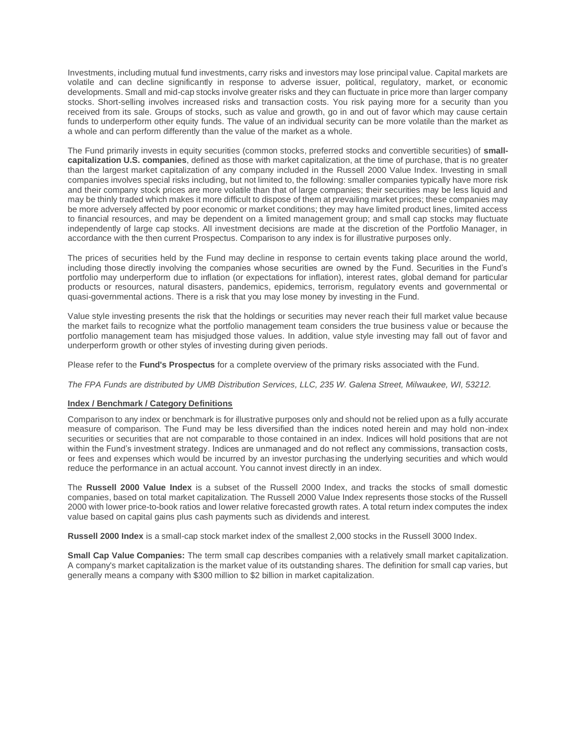Investments, including mutual fund investments, carry risks and investors may lose principal value. Capital markets are volatile and can decline significantly in response to adverse issuer, political, regulatory, market, or economic developments. Small and mid-cap stocks involve greater risks and they can fluctuate in price more than larger company stocks. Short-selling involves increased risks and transaction costs. You risk paying more for a security than you received from its sale. Groups of stocks, such as value and growth, go in and out of favor which may cause certain funds to underperform other equity funds. The value of an individual security can be more volatile than the market as a whole and can perform differently than the value of the market as a whole.

The Fund primarily invests in equity securities (common stocks, preferred stocks and convertible securities) of **small-capitalization U.S. companies**, defined as those with market capitalization, at the time of purchase, that is no greater than the largest market capitalization of any company included in the Russell 2000 Value Index. Investing in small companies involves special risks including, but not limited to, the following: smaller companies typically have more risk and their company stock prices are more volatile than that of large companies; their securities may be less liquid and may be thinly traded which makes it more difficult to dispose of them at prevailing market prices; these companies may be more adversely affected by poor economic or market conditions; they may have limited product lines, limited access to financial resources, and may be dependent on a limited management group; and small cap stocks may fluctuate independently of large cap stocks. All investment decisions are made at the discretion of the Portfolio Manager, in accordance with the then current Prospectus. Comparison to any index is for illustrative purposes only.

The prices of securities held by the Fund may decline in response to certain events taking place around the world, including those directly involving the companies whose securities are owned by the Fund. Securities in the Fund's portfolio may underperform due to inflation (or expectations for inflation), interest rates, global demand for particular products or resources, natural disasters, pandemics, epidemics, terrorism, regulatory events and governmental or quasi-governmental actions. There is a risk that you may lose money by investing in the Fund.

Value style investing presents the risk that the holdings or securities may never reach their full market value because the market fails to recognize what the portfolio management team considers the true business value or because the portfolio management team has misjudged those values. In addition, value style investing may fall out of favor and underperform growth or other styles of investing during given periods.

Please refer to the **Fund's Prospectus** for a complete overview of the primary risks associated with the Fund.

*The FPA Funds are distributed by UMB Distribution Services, LLC, 235 W. Galena Street, Milwaukee, WI, 53212.*

**Index / Benchmark / Category Definitions**

Comparison to any index or benchmark is for illustrative purposes only and should not be relied upon as a fully accurate measure of comparison. The Fund may be less diversified than the indices noted herein and may hold non-index securities or securities that are not comparable to those contained in an index. Indices will hold positions that are not within the Fund's investment strategy. Indices are unmanaged and do not reflect any commissions, transaction costs, or fees and expenses which would be incurred by an investor purchasing the underlying securities and which would reduce the performance in an actual account. You cannot invest directly in an index.

The **Russell 2000 Value Index** is a subset of the Russell 2000 Index, and tracks the stocks of small domestic companies, based on total market capitalization. The Russell 2000 Value Index represents those stocks of the Russell 2000 with lower price-to-book ratios and lower relative forecasted growth rates. A total return index computes the index value based on capital gains plus cash payments such as dividends and interest.

**Russell 2000 Index** is a small-cap stock market index of the smallest 2,000 stocks in the Russell 3000 Index.

**Small Cap Value Companies:** The term small cap describes companies with a relatively small market capitalization. A company's market capitalization is the market value of its outstanding shares. The definition for small cap varies, but generally means a company with $300 million to $2 billion in market capitalization.